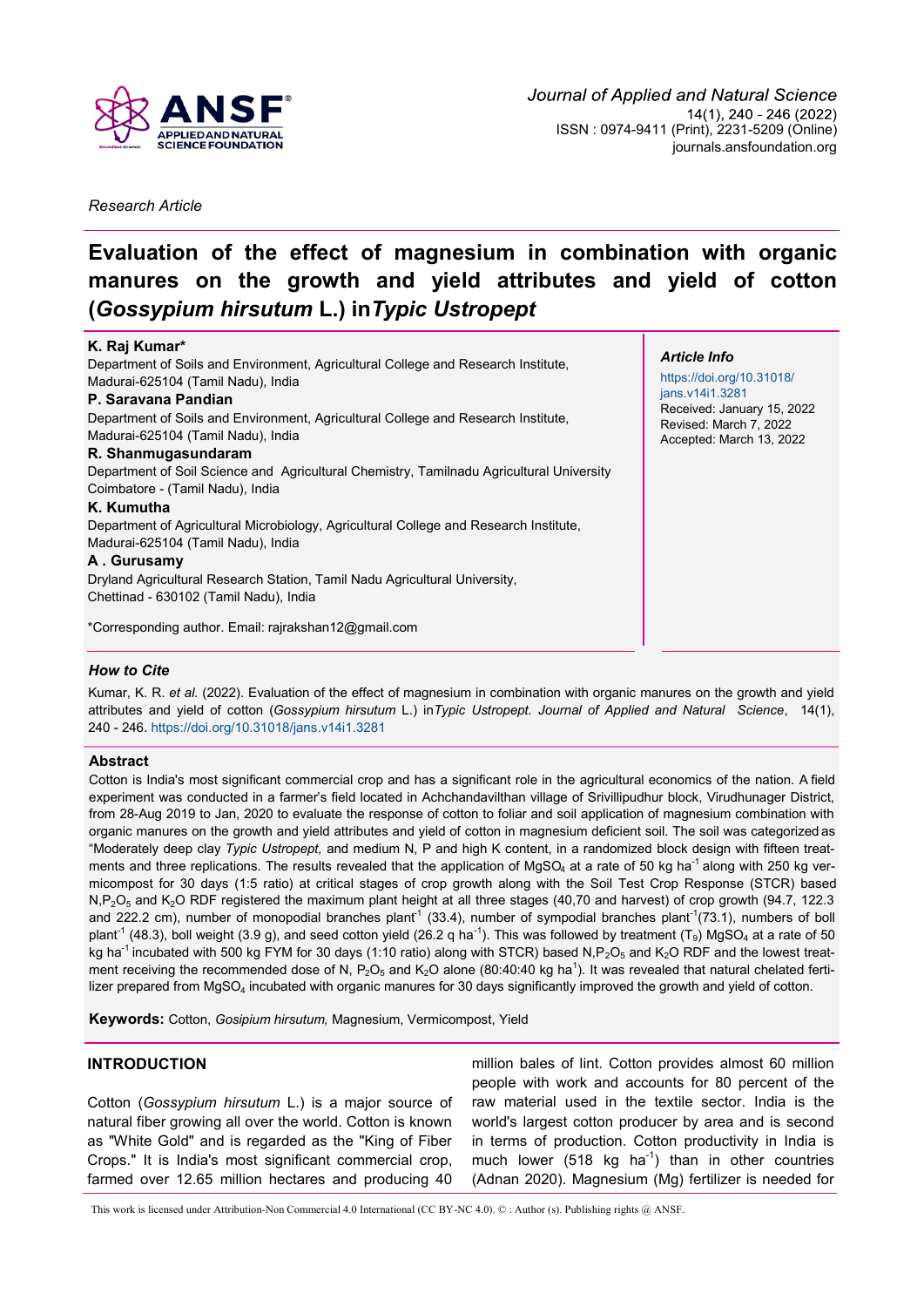*Research Article*

# Evaluation of the effect of magnesium in combination with organic manures on the growth and yield attributes and yield of cotton (*Gossypium hirsutum* L.) in*Typic Ustropept*

**K. Raj Kumar***
Department of Soils and Environment, Agricultural College and Research Institute, Madurai-625104 (Tamil Nadu), India

**P. Saravana Pandian**
Department of Soils and Environment, Agricultural College and Research Institute, Madurai-625104 (Tamil Nadu), India

**R. Shanmugasundaram**
Department of Soil Science and Agricultural Chemistry, Tamilnadu Agricultural University Coimbatore - (Tamil Nadu), India

**K. Kumutha**
Department of Agricultural Microbiology, Agricultural College and Research Institute, Madurai-625104 (Tamil Nadu), India

**A . Gurusamy**
Dryland Agricultural Research Station, Tamil Nadu Agricultural University, Chettinad - 630102 (Tamil Nadu), India

*Corresponding author. Email: rajrakshan12@gmail.com

***Article Info***

https://doi.org/10.31018/jans.v14i1.3281
Received: January 15, 2022
Revised: March 7, 2022
Accepted: March 13, 2022

***How to Cite***

Kumar, K. R. *et al.* (2022). Evaluation of the effect of magnesium in combination with organic manures on the growth and yield attributes and yield of cotton (*Gossypium hirsutum* L.) in*Typic Ustropept. Journal of Applied and Natural Science*, 14(1), 240 - 246. https://doi.org/10.31018/jans.v14i1.3281

## Abstract

Cotton is India's most significant commercial crop and has a significant role in the agricultural economics of the nation. A field experiment was conducted in a farmer's field located in Achchandavilthan village of Srivillipudhur block, Virudhunager District, from 28-Aug 2019 to Jan, 2020 to evaluate the response of cotton to foliar and soil application of magnesium combination with organic manures on the growth and yield attributes and yield of cotton in magnesium deficient soil. The soil was categorized as "Moderately deep clay *Typic Ustropept,* and medium N, P and high K content, in a randomized block design with fifteen treatments and three replications. The results revealed that the application of $MgSO_4$ at a rate of 50 kg ha$^{-1}$ along with 250 kg vermicompost for 30 days (1:5 ratio) at critical stages of crop growth along with the Soil Test Crop Response (STCR) based N,$P_2O_5$ and $K_2O$ RDF registered the maximum plant height at all three stages (40,70 and harvest) of crop growth (94.7, 122.3 and 222.2 cm), number of monopodial branches plant$^{-1}$ (33.4), number of sympodial branches plant$^{-1}$(73.1), numbers of boll plant$^{-1}$ (48.3), boll weight (3.9 g), and seed cotton yield (26.2 q ha$^{-1}$). This was followed by treatment ($T_9$) $MgSO_4$ at a rate of 50 kg ha$^{-1}$ incubated with 500 kg FYM for 30 days (1:10 ratio) along with STCR) based N,$P_2O_5$ and $K_2O$ RDF and the lowest treatment receiving the recommended dose of N, $P_2O_5$ and $K_2O$ alone (80:40:40 kg ha$^{1}$). It was revealed that natural chelated fertilizer prepared from $MgSO_4$ incubated with organic manures for 30 days significantly improved the growth and yield of cotton.

**Keywords:** Cotton, *Gosipium hirsutum,* Magnesium, Vermicompost, Yield

## INTRODUCTION

Cotton (*Gossypium hirsutum* L.) is a major source of natural fiber growing all over the world. Cotton is known as "White Gold" and is regarded as the "King of Fiber Crops." It is India's most significant commercial crop, farmed over 12.65 million hectares and producing 40 million bales of lint. Cotton provides almost 60 million people with work and accounts for 80 percent of the raw material used in the textile sector. India is the world's largest cotton producer by area and is second in terms of production. Cotton productivity in India is much lower (518 kg ha$^{-1}$) than in other countries (Adnan 2020). Magnesium (Mg) fertilizer is needed for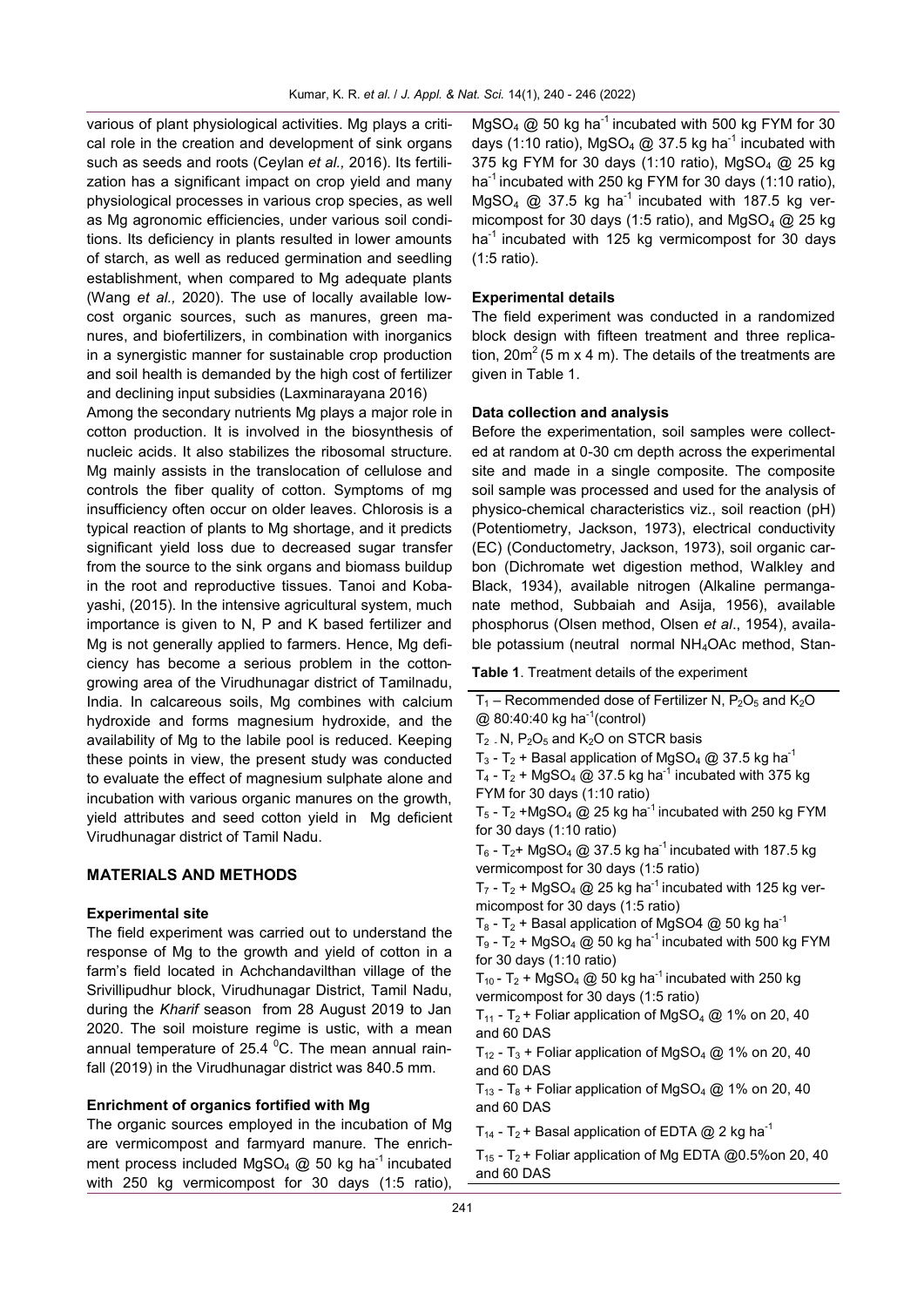various of plant physiological activities. Mg plays a critical role in the creation and development of sink organs such as seeds and roots (Ceylan *et al.,* 2016). Its fertilization has a significant impact on crop yield and many physiological processes in various crop species, as well as Mg agronomic efficiencies, under various soil conditions. Its deficiency in plants resulted in lower amounts of starch, as well as reduced germination and seedling establishment, when compared to Mg adequate plants (Wang *et al.,* 2020). The use of locally available low-cost organic sources, such as manures, green manures, and biofertilizers, in combination with inorganics in a synergistic manner for sustainable crop production and soil health is demanded by the high cost of fertilizer and declining input subsidies (Laxminarayana 2016)

Among the secondary nutrients Mg plays a major role in cotton production. It is involved in the biosynthesis of nucleic acids. It also stabilizes the ribosomal structure. Mg mainly assists in the translocation of cellulose and controls the fiber quality of cotton. Symptoms of mg insufficiency often occur on older leaves. Chlorosis is a typical reaction of plants to Mg shortage, and it predicts significant yield loss due to decreased sugar transfer from the source to the sink organs and biomass buildup in the root and reproductive tissues. Tanoi and Kobayashi, (2015). In the intensive agricultural system, much importance is given to N, P and K based fertilizer and Mg is not generally applied to farmers. Hence, Mg deficiency has become a serious problem in the cotton-growing area of the Virudhunagar district of Tamilnadu, India. In calcareous soils, Mg combines with calcium hydroxide and forms magnesium hydroxide, and the availability of Mg to the labile pool is reduced. Keeping these points in view, the present study was conducted to evaluate the effect of magnesium sulphate alone and incubation with various organic manures on the growth, yield attributes and seed cotton yield in Mg deficient Virudhunagar district of Tamil Nadu.

## MATERIALS AND METHODS

### Experimental site

The field experiment was carried out to understand the response of Mg to the growth and yield of cotton in a farm's field located in Achchandavilthan village of the Srivillipudhur block, Virudhunagar District, Tamil Nadu, during the *Kharif* season from 28 August 2019 to Jan 2020. The soil moisture regime is ustic, with a mean annual temperature of 25.4 $^0$C. The mean annual rainfall (2019) in the Virudhunagar district was 840.5 mm.

### Enrichment of organics fortified with Mg

The organic sources employed in the incubation of Mg are vermicompost and farmyard manure. The enrichment process included $MgSO_4$ @ 50 kg ha$^{-1}$ incubated with 250 kg vermicompost for 30 days (1:5 ratio), $MgSO_4$ @ 50 kg ha$^{-1}$ incubated with 500 kg FYM for 30 days (1:10 ratio), $MgSO_4$ @ 37.5 kg ha$^{-1}$ incubated with 375 kg FYM for 30 days (1:10 ratio), $MgSO_4$ @ 25 kg ha$^{-1}$ incubated with 250 kg FYM for 30 days (1:10 ratio), $MgSO_4$ @ 37.5 kg ha$^{-1}$ incubated with 187.5 kg vermicompost for 30 days (1:5 ratio), and $MgSO_4$ @ 25 kg ha$^{-1}$ incubated with 125 kg vermicompost for 30 days (1:5 ratio).

### Experimental details

The field experiment was conducted in a randomized block design with fifteen treatment and three replication, 20m$^2$ (5 m x 4 m). The details of the treatments are given in Table 1.

### Data collection and analysis

Before the experimentation, soil samples were collected at random at 0-30 cm depth across the experimental site and made in a single composite. The composite soil sample was processed and used for the analysis of physico-chemical characteristics viz., soil reaction (pH) (Potentiometry, Jackson, 1973), electrical conductivity (EC) (Conductometry, Jackson, 1973), soil organic carbon (Dichromate wet digestion method, Walkley and Black, 1934), available nitrogen (Alkaline permanganate method, Subbaiah and Asija, 1956), available phosphorus (Olsen method, Olsen *et al*., 1954), available potassium (neutral normal $NH_4OAc$ method, Stan-

**Table 1**. Treatment details of the experiment

| Treatment details |
|---|
| $T_1$ – Recommended dose of Fertilizer N, $P_2O_5$ and $K_2O$ @ 80:40:40 kg ha$^{-1}$(control) |
| $T_2$ - N, $P_2O_5$ and $K_2O$ on STCR basis |
| $T_3$ - $T_2$ + Basal application of $MgSO_4$ @ 37.5 kg ha$^{-1}$ |
| $T_4$ - $T_2$ + $MgSO_4$ @ 37.5 kg ha$^{-1}$ incubated with 375 kg FYM for 30 days (1:10 ratio) |
| $T_5$ - $T_2$ +$MgSO_4$ @ 25 kg ha$^{-1}$ incubated with 250 kg FYM for 30 days (1:10 ratio) |
| $T_6$ - $T_2$+ $MgSO_4$ @ 37.5 kg ha$^{-1}$ incubated with 187.5 kg vermicompost for 30 days (1:5 ratio) |
| $T_7$ - $T_2$ + $MgSO_4$ @ 25 kg ha$^{-1}$ incubated with 125 kg vermicompost for 30 days (1:5 ratio) |
| $T_8$ - $T_2$ + Basal application of MgSO4 @ 50 kg ha$^{-1}$ |
| $T_9$ - $T_2$ + $MgSO_4$ @ 50 kg ha$^{-1}$ incubated with 500 kg FYM for 30 days (1:10 ratio) |
| $T_{10}$ - $T_2$ + $MgSO_4$ @ 50 kg ha$^{-1}$ incubated with 250 kg vermicompost for 30 days (1:5 ratio) |
| $T_{11}$ - $T_2$ + Foliar application of $MgSO_4$ @ 1% on 20, 40 and 60 DAS |
| $T_{12}$ - $T_3$ + Foliar application of $MgSO_4$ @ 1% on 20, 40 and 60 DAS |
| $T_{13}$ - $T_8$ + Foliar application of $MgSO_4$ @ 1% on 20, 40 and 60 DAS |
| $T_{14}$ - $T_2$ + Basal application of EDTA @ 2 kg ha$^{-1}$ |
| $T_{15}$ - $T_2$ + Foliar application of Mg EDTA @0.5%on 20, 40 and 60 DAS |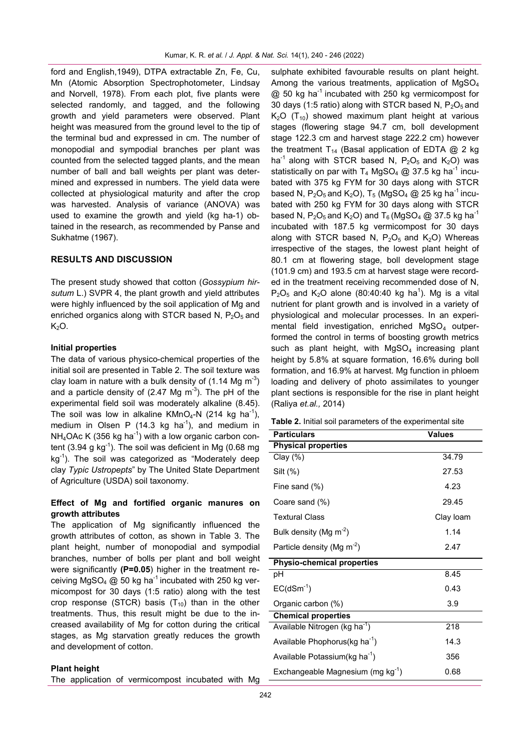ford and English,1949), DTPA extractable Zn, Fe, Cu, Mn (Atomic Absorption Spectrophotometer, Lindsay and Norvell, 1978). From each plot, five plants were selected randomly, and tagged, and the following growth and yield parameters were observed. Plant height was measured from the ground level to the tip of the terminal bud and expressed in cm. The number of monopodial and sympodial branches per plant was counted from the selected tagged plants, and the mean number of ball and ball weights per plant was determined and expressed in numbers. The yield data were collected at physiological maturity and after the crop was harvested. Analysis of variance (ANOVA) was used to examine the growth and yield (kg ha-1) obtained in the research, as recommended by Panse and Sukhatme (1967).

## RESULTS AND DISCUSSION

The present study showed that cotton (*Gossypium hirsutum* L.) SVPR 4, the plant growth and yield attributes were highly influenced by the soil application of Mg and enriched organics along with STCR based N, $P_2O_5$ and $K_2O$.

### Initial properties

The data of various physico-chemical properties of the initial soil are presented in Table 2. The soil texture was clay loam in nature with a bulk density of (1.14 Mg $m^{-3}$) and a particle density of (2.47 Mg $m^{-3}$). The pH of the experimental field soil was moderately alkaline (8.45). The soil was low in alkaline $KMnO_4$-N (214 kg $ha^{-1}$), medium in Olsen P (14.3 kg $ha^{-1}$), and medium in $NH_4OAc$ K (356 kg $ha^{-1}$) with a low organic carbon content (3.94 g $kg^{-1}$). The soil was deficient in Mg (0.68 mg $kg^{-1}$). The soil was categorized as "Moderately deep clay *Typic Ustropepts*" by The United State Department of Agriculture (USDA) soil taxonomy.

### Effect of Mg and fortified organic manures on growth attributes

The application of Mg significantly influenced the growth attributes of cotton, as shown in Table 3. The plant height, number of monopodial and sympodial branches, number of bolls per plant and boll weight were significantly **(P=0.05)** higher in the treatment receiving $MgSO_4$ @ 50 kg $ha^{-1}$ incubated with 250 kg vermicompost for 30 days (1:5 ratio) along with the test crop response (STCR) basis ($T_{10}$) than in the other treatments. Thus, this result might be due to the increased availability of Mg for cotton during the critical stages, as Mg starvation greatly reduces the growth and development of cotton.

### Plant height

The application of vermicompost incubated with Mg sulphate exhibited favourable results on plant height. Among the various treatments, application of $MgSO_4$ @ 50 kg $ha^{-1}$ incubated with 250 kg vermicompost for 30 days (1:5 ratio) along with STCR based N, $P_2O_5$ and $K_2O$ ($T_{10}$) showed maximum plant height at various stages (flowering stage 94.7 cm, boll development stage 122.3 cm and harvest stage 222.2 cm) however the treatment $T_{14}$ (Basal application of EDTA @ 2 kg $ha^{-1}$ along with STCR based N, $P_2O_5$ and $K_2O$) was statistically on par with $T_4$ $MgSO_4$ @ 37.5 kg $ha^{-1}$ incubated with 375 kg FYM for 30 days along with STCR based N, $P_2O_5$ and $K_2O$), $T_5$ ($MgSO_4$ @ 25 kg $ha^{-1}$ incubated with 250 kg FYM for 30 days along with STCR based N, $P_2O_5$ and $K_2O$) and $T_6$ ($MgSO_4$ @ 37.5 kg $ha^{-1}$ incubated with 187.5 kg vermicompost for 30 days along with STCR based N, $P_2O_5$ and $K_2O$) Whereas irrespective of the stages, the lowest plant height of 80.1 cm at flowering stage, boll development stage (101.9 cm) and 193.5 cm at harvest stage were recorded in the treatment receiving recommended dose of N, $P_2O_5$ and $K_2O$ alone (80:40:40 kg $ha^{1}$). Mg is a vital nutrient for plant growth and is involved in a variety of physiological and molecular processes. In an experimental field investigation, enriched $MgSO_4$ outperformed the control in terms of boosting growth metrics such as plant height, with $MgSO_4$ increasing plant height by 5.8% at square formation, 16.6% during boll formation, and 16.9% at harvest. Mg function in phloem loading and delivery of photo assimilates to younger plant sections is responsible for the rise in plant height (Raliya *et.al.,* 2014)

**Table 2.** Initial soil parameters of the experimental site

| Particulars | Values |
|---|---|
| **Physical properties** | |
| Clay (%) | 34.79 |
| Silt (%) | 27.53 |
| Fine sand (%) | 4.23 |
| Coare sand (%) | 29.45 |
| Textural Class | Clay loam |
| Bulk density (Mg $m^{-2}$) | 1.14 |
| Particle density (Mg $m^{-2}$) | 2.47 |
| **Physio-chemical properties** | |
| pH | 8.45 |
| EC($dSm^{-1}$) | 0.43 |
| Organic carbon (%) | 3.9 |
| **Chemical properties** | |
| Available Nitrogen (kg $ha^{-1}$) | 218 |
| Available Phophorus(kg $ha^{-1}$) | 14.3 |
| Available Potassium(kg $ha^{-1}$) | 356 |
| Exchangeable Magnesium (mg $kg^{-1}$) | 0.68 |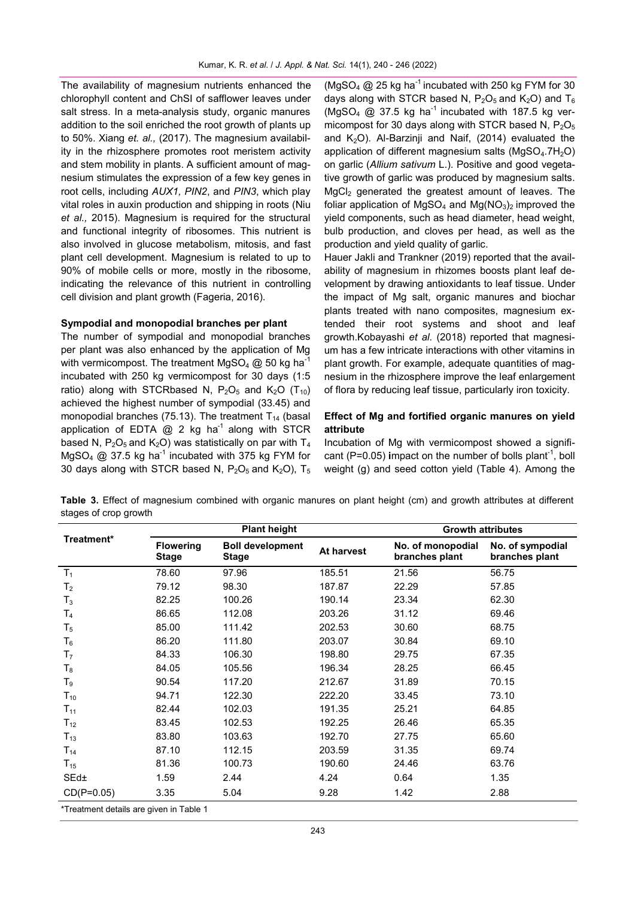The availability of magnesium nutrients enhanced the chlorophyll content and ChSI of safflower leaves under salt stress. In a meta-analysis study, organic manures addition to the soil enriched the root growth of plants up to 50%. Xiang *et. al.,* (2017). The magnesium availability in the rhizosphere promotes root meristem activity and stem mobility in plants. A sufficient amount of magnesium stimulates the expression of a few key genes in root cells, including *AUX1, PIN2*, and *PIN3*, which play vital roles in auxin production and shipping in roots (Niu *et al.,* 2015). Magnesium is required for the structural and functional integrity of ribosomes. This nutrient is also involved in glucose metabolism, mitosis, and fast plant cell development. Magnesium is related to up to 90% of mobile cells or more, mostly in the ribosome, indicating the relevance of this nutrient in controlling cell division and plant growth (Fageria, 2016).

### Sympodial and monopodial branches per plant

The number of sympodial and monopodial branches per plant was also enhanced by the application of Mg with vermicompost. The treatment $MgSO_4$ @ 50 kg $ha^{-1}$ incubated with 250 kg vermicompost for 30 days (1:5 ratio) along with STCRbased N, $P_2O_5$ and $K_2O$ ($T_{10}$) achieved the highest number of sympodial (33.45) and monopodial branches (75.13). The treatment $T_{14}$ (basal application of EDTA @ 2 kg $ha^{-1}$ along with STCR based N, $P_2O_5$ and $K_2O$) was statistically on par with $T_4$ $MgSO_4$ @ 37.5 kg $ha^{-1}$ incubated with 375 kg FYM for 30 days along with STCR based N, $P_2O_5$ and $K_2O$), $T_5$ ($MgSO_4$ @ 25 kg $ha^{-1}$ incubated with 250 kg FYM for 30 days along with STCR based N, $P_2O_5$ and $K_2O$) and $T_6$ ($MgSO_4$ @ 37.5 kg $ha^{-1}$ incubated with 187.5 kg vermicompost for 30 days along with STCR based N, $P_2O_5$ and $K_2O$). Al-Barzinji and Naif, (2014) evaluated the application of different magnesium salts ($MgSO_4.7H_2O$) on garlic (*Allium sativum* L.). Positive and good vegetative growth of garlic was produced by magnesium salts. $MgCl_2$ generated the greatest amount of leaves. The foliar application of $MgSO_4$ and $Mg(NO_3)_2$ improved the yield components, such as head diameter, head weight, bulb production, and cloves per head, as well as the production and yield quality of garlic.

Hauer Jakli and Trankner (2019) reported that the availability of magnesium in rhizomes boosts plant leaf development by drawing antioxidants to leaf tissue. Under the impact of Mg salt, organic manures and biochar plants treated with nano composites, magnesium extended their root systems and shoot and leaf growth.Kobayashi *et al*. (2018) reported that magnesium has a few intricate interactions with other vitamins in plant growth. For example, adequate quantities of magnesium in the rhizosphere improve the leaf enlargement of flora by reducing leaf tissue, particularly iron toxicity.

### Effect of Mg and fortified organic manures on yield attribute

Incubation of Mg with vermicompost showed a significant (P=0.05) impact on the number of bolls $plant^{-1}$, boll weight (g) and seed cotton yield (Table 4). Among the

**Table 3.** Effect of magnesium combined with organic manures on plant height (cm) and growth attributes at different stages of crop growth

| Treatment* | Plant height | | | Growth attributes | |
|---|---|---|---|---|---|
| | Flowering Stage | Boll development Stage | At harvest | No. of monopodial branches plant | No. of sympodial branches plant |
| $T_1$ | 78.60 | 97.96 | 185.51 | 21.56 | 56.75 |
| $T_2$ | 79.12 | 98.30 | 187.87 | 22.29 | 57.85 |
| $T_3$ | 82.25 | 100.26 | 190.14 | 23.34 | 62.30 |
| $T_4$ | 86.65 | 112.08 | 203.26 | 31.12 | 69.46 |
| $T_5$ | 85.00 | 111.42 | 202.53 | 30.60 | 68.75 |
| $T_6$ | 86.20 | 111.80 | 203.07 | 30.84 | 69.10 |
| $T_7$ | 84.33 | 106.30 | 198.80 | 29.75 | 67.35 |
| $T_8$ | 84.05 | 105.56 | 196.34 | 28.25 | 66.45 |
| $T_9$ | 90.54 | 117.20 | 212.67 | 31.89 | 70.15 |
| $T_{10}$ | 94.71 | 122.30 | 222.20 | 33.45 | 73.10 |
| $T_{11}$ | 82.44 | 102.03 | 191.35 | 25.21 | 64.85 |
| $T_{12}$ | 83.45 | 102.53 | 192.25 | 26.46 | 65.35 |
| $T_{13}$ | 83.80 | 103.63 | 192.70 | 27.75 | 65.60 |
| $T_{14}$ | 87.10 | 112.15 | 203.59 | 31.35 | 69.74 |
| $T_{15}$ | 81.36 | 100.73 | 190.60 | 24.46 | 63.76 |
| SEd± | 1.59 | 2.44 | 4.24 | 0.64 | 1.35 |
| CD(P=0.05) | 3.35 | 5.04 | 9.28 | 1.42 | 2.88 |

*Treatment details are given in Table 1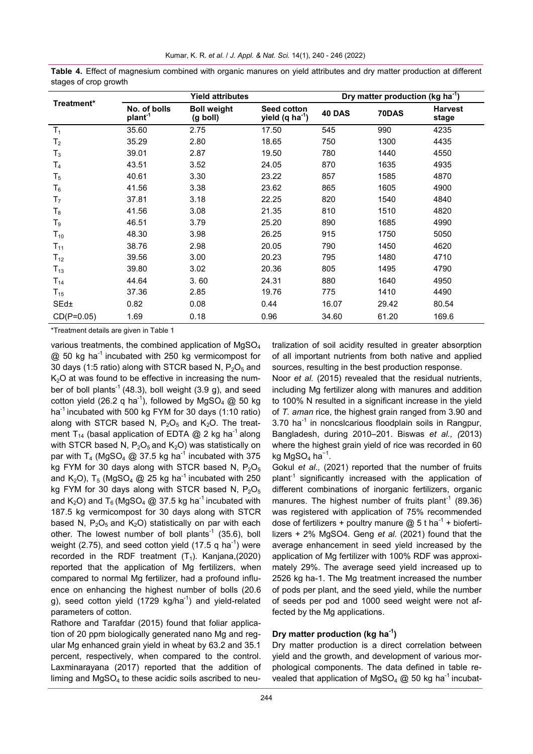**Table 4.** Effect of magnesium combined with organic manures on yield attributes and dry matter production at different stages of crop growth

| Treatment* | Yield attributes | | | Dry matter production (kg $ha^{-1}$) | | |
|---|---|---|---|---|---|---|
| | No. of bolls $plant^{-1}$ | Boll weight (g boll) | Seed cotton yield (q $ha^{-1}$) | 40 DAS | 70DAS | Harvest stage |
| $T_1$ | 35.60 | 2.75 | 17.50 | 545 | 990 | 4235 |
| $T_2$ | 35.29 | 2.80 | 18.65 | 750 | 1300 | 4435 |
| $T_3$ | 39.01 | 2.87 | 19.50 | 780 | 1440 | 4550 |
| $T_4$ | 43.51 | 3.52 | 24.05 | 870 | 1635 | 4935 |
| $T_5$ | 40.61 | 3.30 | 23.22 | 857 | 1585 | 4870 |
| $T_6$ | 41.56 | 3.38 | 23.62 | 865 | 1605 | 4900 |
| $T_7$ | 37.81 | 3.18 | 22.25 | 820 | 1540 | 4840 |
| $T_8$ | 41.56 | 3.08 | 21.35 | 810 | 1510 | 4820 |
| $T_9$ | 46.51 | 3.79 | 25.20 | 890 | 1685 | 4990 |
| $T_{10}$ | 48.30 | 3.98 | 26.25 | 915 | 1750 | 5050 |
| $T_{11}$ | 38.76 | 2.98 | 20.05 | 790 | 1450 | 4620 |
| $T_{12}$ | 39.56 | 3.00 | 20.23 | 795 | 1480 | 4710 |
| $T_{13}$ | 39.80 | 3.02 | 20.36 | 805 | 1495 | 4790 |
| $T_{14}$ | 44.64 | 3. 60 | 24.31 | 880 | 1640 | 4950 |
| $T_{15}$ | 37.36 | 2.85 | 19.76 | 775 | 1410 | 4490 |
| SEd± | 0.82 | 0.08 | 0.44 | 16.07 | 29.42 | 80.54 |
| CD(P=0.05) | 1.69 | 0.18 | 0.96 | 34.60 | 61.20 | 169.6 |

*Treatment details are given in Table 1

various treatments, the combined application of $MgSO_4$ @ 50 kg $ha^{-1}$ incubated with 250 kg vermicompost for 30 days (1:5 ratio) along with STCR based N, $P_2O_5$ and $K_2O$ at was found to be effective in increasing the number of boll $plants^{-1}$ (48.3), boll weight (3.9 g), and seed cotton yield (26.2 q $ha^{-1}$), followed by $MgSO_4$ @ 50 kg $ha^{-1}$ incubated with 500 kg FYM for 30 days (1:10 ratio) along with STCR based N, $P_2O_5$ and $K_2O$. The treatment $T_{14}$ (basal application of EDTA @ 2 kg $ha^{-1}$ along with STCR based N, $P_2O_5$ and $K_2O$) was statistically on par with $T_4$ ($MgSO_4$ @ 37.5 kg $ha^{-1}$ incubated with 375 kg FYM for 30 days along with STCR based N, $P_2O_5$ and $K_2O$), $T_5$ ($MgSO_4$ @ 25 kg $ha^{-1}$ incubated with 250 kg FYM for 30 days along with STCR based N, $P_2O_5$ and $K_2O$) and $T_6$ ($MgSO_4$ @ 37.5 kg $ha^{-1}$ incubated with 187.5 kg vermicompost for 30 days along with STCR based N, $P_2O_5$ and $K_2O$) statistically on par with each other. The lowest number of boll $plants^{-1}$ (35.6), boll weight (2.75), and seed cotton yield (17.5 q $ha^{-1}$) were recorded in the RDF treatment ($T_1$). Kanjana,(2020) reported that the application of Mg fertilizers, when compared to normal Mg fertilizer, had a profound influence on enhancing the highest number of bolls (20.6 g), seed cotton yield (1729 kg/$ha^{-1}$) and yield-related parameters of cotton.

Rathore and Tarafdar (2015) found that foliar application of 20 ppm biologically generated nano Mg and regular Mg enhanced grain yield in wheat by 63.2 and 35.1 percent, respectively, when compared to the control. Laxminarayana (2017) reported that the addition of liming and $MgSO_4$ to these acidic soils ascribed to neutralization of soil acidity resulted in greater absorption of all important nutrients from both native and applied sources, resulting in the best production response.

Noor *et al.* (2015) revealed that the residual nutrients, including Mg fertilizer along with manures and addition to 100% N resulted in a significant increase in the yield of *T. aman* rice, the highest grain yield ranged from 3.90 and 3.70 $ha^{-1}$ in noncslcarious floodplain soils in Rangpur, Bangladesh, during 2010–201. Biswas *et al., (*2013) where the highest grain yield of rice was recorded in 60 kg $MgSO_4$ $ha^{-1}$.

Gokul *et al.,* (2021) reported that the number of fruits $plant^{-1}$ significantly increased with the application of different combinations of inorganic fertilizers, organic manures. The highest number of fruits $plant^{-1}$ (89.36) was registered with application of 75% recommended dose of fertilizers + poultry manure @ 5 t $ha^{-1}$ + biofertilizers + 2% MgSO4. Geng *et al.* (2021) found that the average enhancement in seed yield increased by the application of Mg fertilizer with 100% RDF was approximately 29%. The average seed yield increased up to 2526 kg ha-1. The Mg treatment increased the number of pods per plant, and the seed yield, while the number of seeds per pod and 1000 seed weight were not affected by the Mg applications.

### Dry matter production (kg $ha^{-1}$)

Dry matter production is a direct correlation between yield and the growth, and development of various morphological components. The data defined in table revealed that application of $MgSO_4$ @ 50 kg $ha^{-1}$ incubat-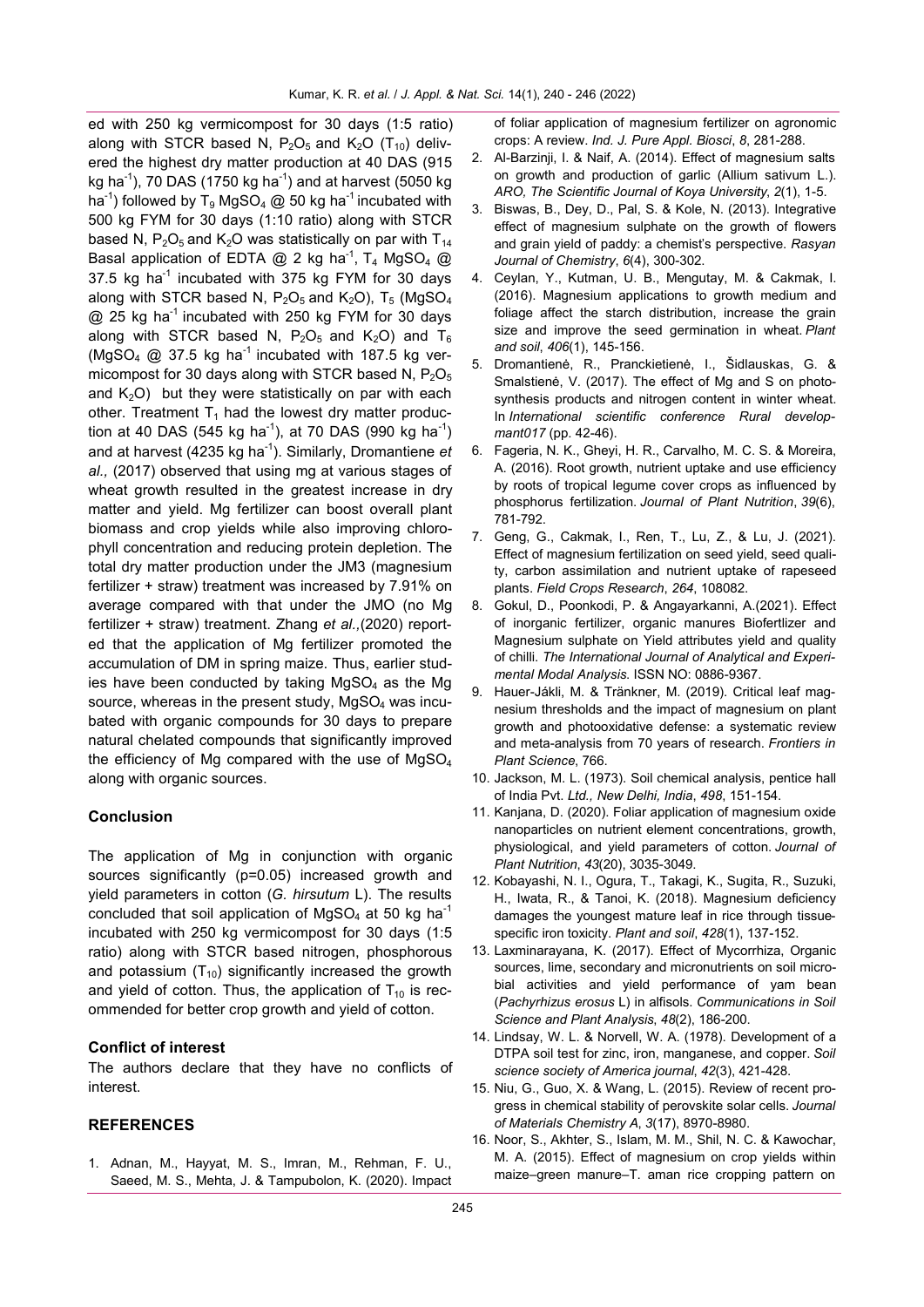ed with 250 kg vermicompost for 30 days (1:5 ratio) along with STCR based N, $P_2O_5$ and $K_2O$ ($T_{10}$) delivered the highest dry matter production at 40 DAS (915 kg ha$^{-1}$), 70 DAS (1750 kg ha$^{-1}$) and at harvest (5050 kg ha$^{-1}$) followed by $T_9$ $MgSO_4$ @ 50 kg ha$^{-1}$ incubated with 500 kg FYM for 30 days (1:10 ratio) along with STCR based N, $P_2O_5$ and $K_2O$ was statistically on par with $T_{14}$ Basal application of EDTA @ 2 kg ha$^{-1}$, $T_4$ $MgSO_4$ @ 37.5 kg ha$^{-1}$ incubated with 375 kg FYM for 30 days along with STCR based N, $P_2O_5$ and $K_2O$), $T_5$ ($MgSO_4$ @ 25 kg ha$^{-1}$ incubated with 250 kg FYM for 30 days along with STCR based N, $P_2O_5$ and $K_2O$) and $T_6$ ($MgSO_4$ @ 37.5 kg ha$^{-1}$ incubated with 187.5 kg vermicompost for 30 days along with STCR based N, $P_2O_5$ and $K_2O$) but they were statistically on par with each other. Treatment $T_1$ had the lowest dry matter production at 40 DAS (545 kg ha$^{-1}$), at 70 DAS (990 kg ha$^{-1}$) and at harvest (4235 kg ha$^{-1}$). Similarly, Dromantiene *et al.,* (2017) observed that using mg at various stages of wheat growth resulted in the greatest increase in dry matter and yield. Mg fertilizer can boost overall plant biomass and crop yields while also improving chlorophyll concentration and reducing protein depletion. The total dry matter production under the JM3 (magnesium fertilizer + straw) treatment was increased by 7.91% on average compared with that under the JMO (no Mg fertilizer + straw) treatment. Zhang *et al.,*(2020) reported that the application of Mg fertilizer promoted the accumulation of DM in spring maize. Thus, earlier studies have been conducted by taking $MgSO_4$ as the Mg source, whereas in the present study, $MgSO_4$ was incubated with organic compounds for 30 days to prepare natural chelated compounds that significantly improved the efficiency of Mg compared with the use of $MgSO_4$ along with organic sources.

## Conclusion

The application of Mg in conjunction with organic sources significantly (p=0.05) increased growth and yield parameters in cotton (*G. hirsutum* L). The results concluded that soil application of $MgSO_4$ at 50 kg ha$^{-1}$ incubated with 250 kg vermicompost for 30 days (1:5 ratio) along with STCR based nitrogen, phosphorous and potassium ($T_{10}$) significantly increased the growth and yield of cotton. Thus, the application of $T_{10}$ is recommended for better crop growth and yield of cotton.

### Conflict of interest

The authors declare that they have no conflicts of interest.

## REFERENCES

1. Adnan, M., Hayyat, M. S., Imran, M., Rehman, F. U., Saeed, M. S., Mehta, J. & Tampubolon, K. (2020). Impact of foliar application of magnesium fertilizer on agronomic crops: A review. *Ind. J. Pure Appl. Biosci*, *8*, 281-288.
2. Al-Barzinji, I. & Naif, A. (2014). Effect of magnesium salts on growth and production of garlic (Allium sativum L.). *ARO, The Scientific Journal of Koya University*, *2*(1), 1-5.
3. Biswas, B., Dey, D., Pal, S. & Kole, N. (2013). Integrative effect of magnesium sulphate on the growth of flowers and grain yield of paddy: a chemist's perspective. *Rasyan Journal of Chemistry*, *6*(4), 300-302.
4. Ceylan, Y., Kutman, U. B., Mengutay, M. & Cakmak, I. (2016). Magnesium applications to growth medium and foliage affect the starch distribution, increase the grain size and improve the seed germination in wheat. *Plant and soil*, *406*(1), 145-156.
5. Dromantienė, R., Pranckietienė, I., Šidlauskas, G. & Smalstienė, V. (2017). The effect of Mg and S on photosynthesis products and nitrogen content in winter wheat. In *International scientific conference Rural developmant017* (pp. 42-46).
6. Fageria, N. K., Gheyi, H. R., Carvalho, M. C. S. & Moreira, A. (2016). Root growth, nutrient uptake and use efficiency by roots of tropical legume cover crops as influenced by phosphorus fertilization. *Journal of Plant Nutrition*, *39*(6), 781-792.
7. Geng, G., Cakmak, I., Ren, T., Lu, Z., & Lu, J. (2021). Effect of magnesium fertilization on seed yield, seed quality, carbon assimilation and nutrient uptake of rapeseed plants. *Field Crops Research*, *264*, 108082.
8. Gokul, D., Poonkodi, P. & Angayarkanni, A.(2021). Effect of inorganic fertilizer, organic manures Biofertlizer and Magnesium sulphate on Yield attributes yield and quality of chilli. *The International Journal of Analytical and Experimental Modal Analysis.* ISSN NO: 0886-9367.
9. Hauer-Jákli, M. & Tränkner, M. (2019). Critical leaf magnesium thresholds and the impact of magnesium on plant growth and photooxidative defense: a systematic review and meta-analysis from 70 years of research. *Frontiers in Plant Science*, 766.
10. Jackson, M. L. (1973). Soil chemical analysis, pentice hall of India Pvt. *Ltd., New Delhi, India*, *498*, 151-154.
11. Kanjana, D. (2020). Foliar application of magnesium oxide nanoparticles on nutrient element concentrations, growth, physiological, and yield parameters of cotton. *Journal of Plant Nutrition*, *43*(20), 3035-3049.
12. Kobayashi, N. I., Ogura, T., Takagi, K., Sugita, R., Suzuki, H., Iwata, R., & Tanoi, K. (2018). Magnesium deficiency damages the youngest mature leaf in rice through tissue-specific iron toxicity. *Plant and soil*, *428*(1), 137-152.
13. Laxminarayana, K. (2017). Effect of Mycorrhiza, Organic sources, lime, secondary and micronutrients on soil microbial activities and yield performance of yam bean (*Pachyrhizus erosus* L) in alfisols. *Communications in Soil Science and Plant Analysis*, *48*(2), 186-200.
14. Lindsay, W. L. & Norvell, W. A. (1978). Development of a DTPA soil test for zinc, iron, manganese, and copper. *Soil science society of America journal*, *42*(3), 421-428.
15. Niu, G., Guo, X. & Wang, L. (2015). Review of recent progress in chemical stability of perovskite solar cells. *Journal of Materials Chemistry A*, *3*(17), 8970-8980.
16. Noor, S., Akhter, S., Islam, M. M., Shil, N. C. & Kawochar, M. A. (2015). Effect of magnesium on crop yields within maize–green manure–T. aman rice cropping pattern on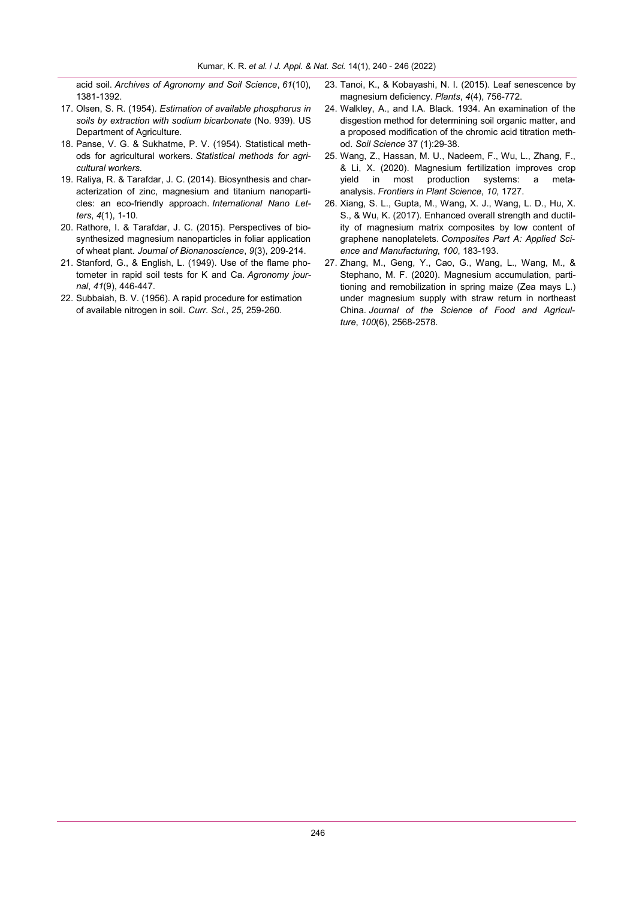acid soil. *Archives of Agronomy and Soil Science*, *61*(10), 1381-1392.

17. Olsen, S. R. (1954). *Estimation of available phosphorus in soils by extraction with sodium bicarbonate* (No. 939). US Department of Agriculture.
18. Panse, V. G. & Sukhatme, P. V. (1954). Statistical methods for agricultural workers. *Statistical methods for agricultural workers*.
19. Raliya, R. & Tarafdar, J. C. (2014). Biosynthesis and characterization of zinc, magnesium and titanium nanoparticles: an eco-friendly approach. *International Nano Letters*, *4*(1), 1-10.
20. Rathore, I. & Tarafdar, J. C. (2015). Perspectives of biosynthesized magnesium nanoparticles in foliar application of wheat plant. *Journal of Bionanoscience*, *9*(3), 209-214.
21. Stanford, G., & English, L. (1949). Use of the flame photometer in rapid soil tests for K and Ca. *Agronomy journal*, *41*(9), 446-447.
22. Subbaiah, B. V. (1956). A rapid procedure for estimation of available nitrogen in soil. *Curr. Sci.*, *25*, 259-260.
23. Tanoi, K., & Kobayashi, N. I. (2015). Leaf senescence by magnesium deficiency. *Plants*, *4*(4), 756-772.
24. Walkley, A., and I.A. Black. 1934. An examination of the disgestion method for determining soil organic matter, and a proposed modification of the chromic acid titration method. *Soil Science* 37 (1):29-38.
25. Wang, Z., Hassan, M. U., Nadeem, F., Wu, L., Zhang, F., & Li, X. (2020). Magnesium fertilization improves crop yield in most production systems: a meta-analysis. *Frontiers in Plant Science*, *10*, 1727.
26. Xiang, S. L., Gupta, M., Wang, X. J., Wang, L. D., Hu, X. S., & Wu, K. (2017). Enhanced overall strength and ductility of magnesium matrix composites by low content of graphene nanoplatelets. *Composites Part A: Applied Science and Manufacturing*, *100*, 183-193.
27. Zhang, M., Geng, Y., Cao, G., Wang, L., Wang, M., & Stephano, M. F. (2020). Magnesium accumulation, partitioning and remobilization in spring maize (Zea mays L.) under magnesium supply with straw return in northeast China. *Journal of the Science of Food and Agriculture*, *100*(6), 2568-2578.